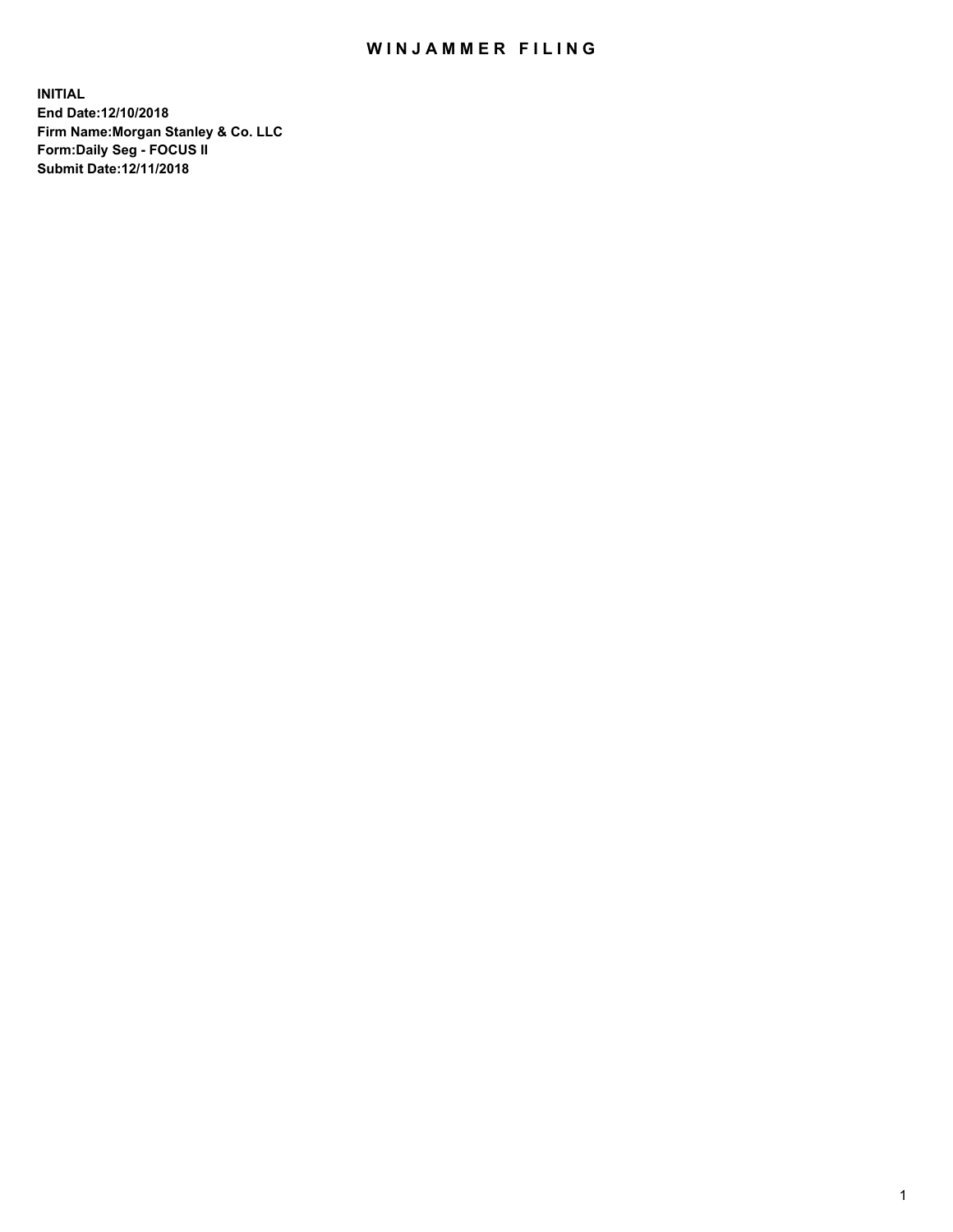# WINJAMMER FILING

**INITIAL**
**End Date:12/10/2018**
**Firm Name:Morgan Stanley & Co. LLC**
**Form:Daily Seg - FOCUS II**
**Submit Date:12/11/2018**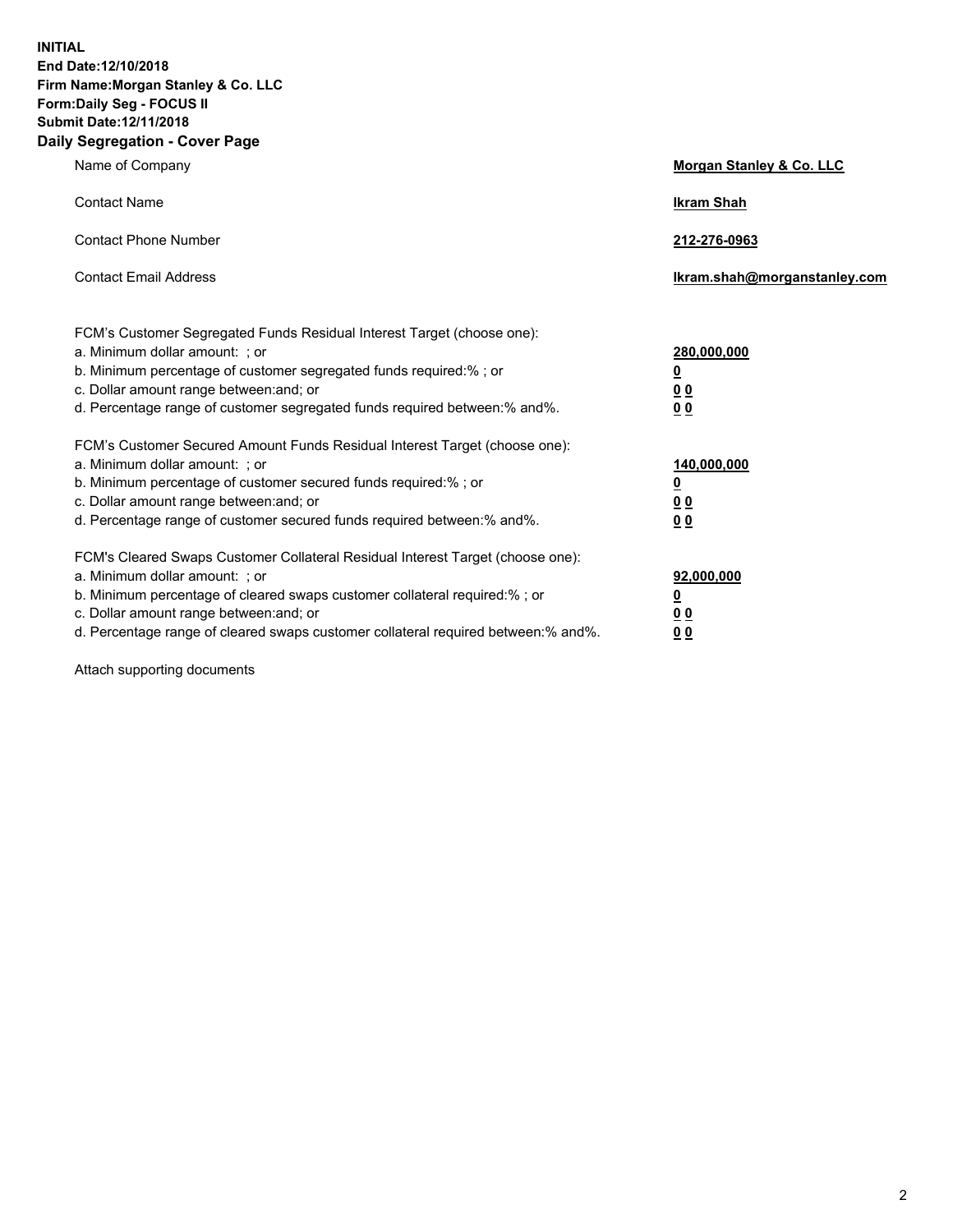**INITIAL**
**End Date:12/10/2018**
**Firm Name:Morgan Stanley & Co. LLC**
**Form:Daily Seg - FOCUS II**
**Submit Date:12/11/2018**
**Daily Segregation - Cover Page**

| | |
|---|---|
| Name of Company | **Morgan Stanley & Co. LLC** |
| Contact Name | **Ikram Shah** |
| Contact Phone Number | **212-276-0963** |
| Contact Email Address | **Ikram.shah@morganstanley.com** |

FCM's Customer Segregated Funds Residual Interest Target (choose one):

| | |
|---|---|
| a. Minimum dollar amount: ; or | **280,000,000** |
| b. Minimum percentage of customer segregated funds required:% ; or | **0** |
| c. Dollar amount range between:and; or | **0 0** |
| d. Percentage range of customer segregated funds required between:% and%. | **0 0** |

FCM's Customer Secured Amount Funds Residual Interest Target (choose one):

| | |
|---|---|
| a. Minimum dollar amount: ; or | **140,000,000** |
| b. Minimum percentage of customer secured funds required:% ; or | **0** |
| c. Dollar amount range between:and; or | **0 0** |
| d. Percentage range of customer secured funds required between:% and%. | **0 0** |

FCM's Cleared Swaps Customer Collateral Residual Interest Target (choose one):

| | |
|---|---|
| a. Minimum dollar amount: ; or | **92,000,000** |
| b. Minimum percentage of cleared swaps customer collateral required:% ; or | **0** |
| c. Dollar amount range between:and; or | **0 0** |
| d. Percentage range of cleared swaps customer collateral required between:% and%. | **0 0** |

Attach supporting documents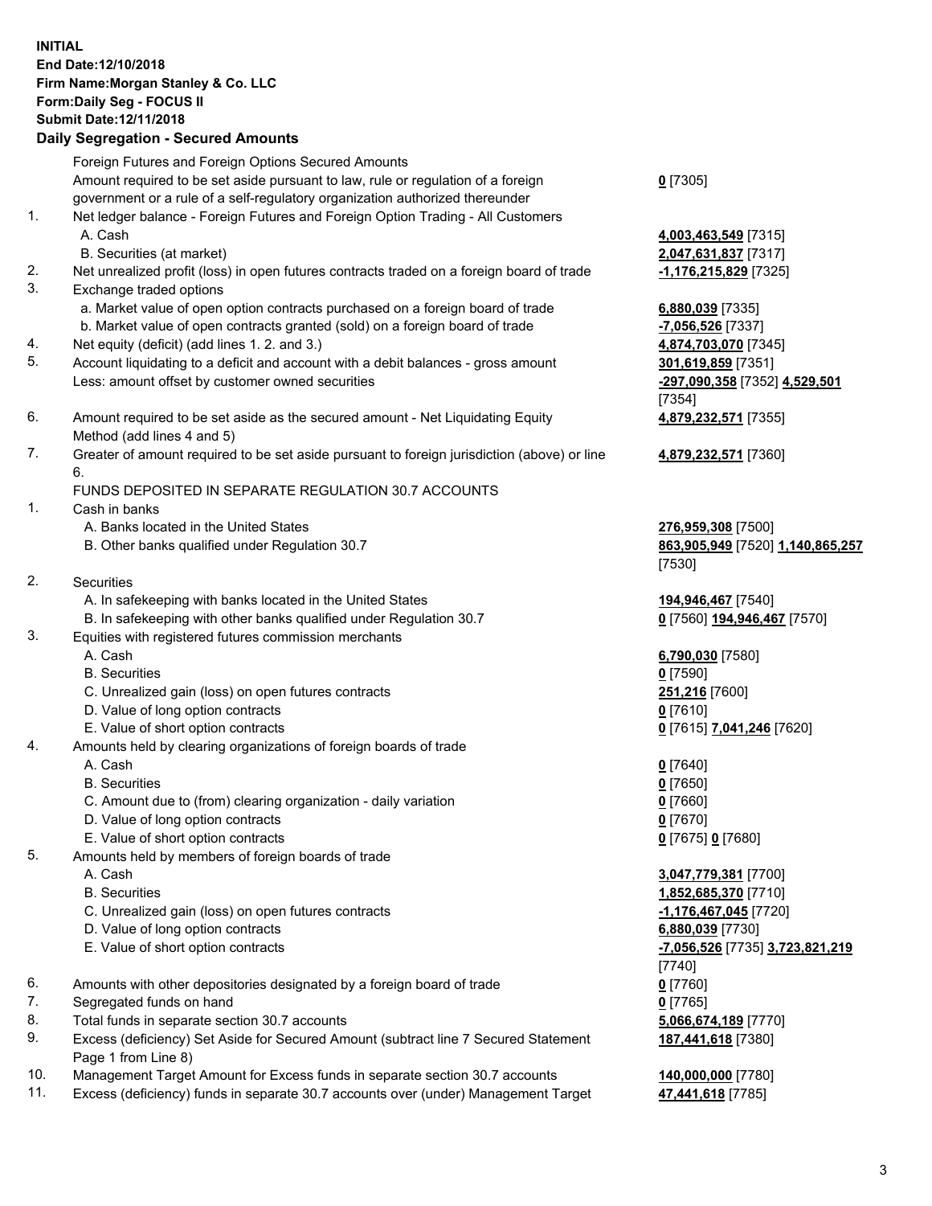**INITIAL**
**End Date:12/10/2018**
**Firm Name:Morgan Stanley & Co. LLC**
**Form:Daily Seg - FOCUS II**
**Submit Date:12/11/2018**

## Daily Segregation - Secured Amounts

| | | |
|---|---|---|
| | Foreign Futures and Foreign Options Secured Amounts | |
| | Amount required to be set aside pursuant to law, rule or regulation of a foreign government or a rule of a self-regulatory organization authorized thereunder | **0** [7305] |
| 1. | Net ledger balance - Foreign Futures and Foreign Option Trading - All Customers | |
| | A. Cash | **4,003,463,549** [7315] |
| | B. Securities (at market) | **2,047,631,837** [7317] |
| 2. | Net unrealized profit (loss) in open futures contracts traded on a foreign board of trade | **-1,176,215,829** [7325] |
| 3. | Exchange traded options | |
| | a. Market value of open option contracts purchased on a foreign board of trade | **6,880,039** [7335] |
| | b. Market value of open contracts granted (sold) on a foreign board of trade | **-7,056,526** [7337] |
| 4. | Net equity (deficit) (add lines 1. 2. and 3.) | **4,874,703,070** [7345] |
| 5. | Account liquidating to a deficit and account with a debit balances - gross amount | **301,619,859** [7351] |
| | Less: amount offset by customer owned securities | **-297,090,358** [7352] **4,529,501** [7354] |
| 6. | Amount required to be set aside as the secured amount - Net Liquidating Equity Method (add lines 4 and 5) | **4,879,232,571** [7355] |
| 7. | Greater of amount required to be set aside pursuant to foreign jurisdiction (above) or line 6. | **4,879,232,571** [7360] |
| | FUNDS DEPOSITED IN SEPARATE REGULATION 30.7 ACCOUNTS | |
| 1. | Cash in banks | |
| | A. Banks located in the United States | **276,959,308** [7500] |
| | B. Other banks qualified under Regulation 30.7 | **863,905,949** [7520] **1,140,865,257** [7530] |
| 2. | Securities | |
| | A. In safekeeping with banks located in the United States | **194,946,467** [7540] |
| | B. In safekeeping with other banks qualified under Regulation 30.7 | **0** [7560] **194,946,467** [7570] |
| 3. | Equities with registered futures commission merchants | |
| | A. Cash | **6,790,030** [7580] |
| | B. Securities | **0** [7590] |
| | C. Unrealized gain (loss) on open futures contracts | **251,216** [7600] |
| | D. Value of long option contracts | **0** [7610] |
| | E. Value of short option contracts | **0** [7615] **7,041,246** [7620] |
| 4. | Amounts held by clearing organizations of foreign boards of trade | |
| | A. Cash | **0** [7640] |
| | B. Securities | **0** [7650] |
| | C. Amount due to (from) clearing organization - daily variation | **0** [7660] |
| | D. Value of long option contracts | **0** [7670] |
| | E. Value of short option contracts | **0** [7675] **0** [7680] |
| 5. | Amounts held by members of foreign boards of trade | |
| | A. Cash | **3,047,779,381** [7700] |
| | B. Securities | **1,852,685,370** [7710] |
| | C. Unrealized gain (loss) on open futures contracts | **-1,176,467,045** [7720] |
| | D. Value of long option contracts | **6,880,039** [7730] |
| | E. Value of short option contracts | **-7,056,526** [7735] **3,723,821,219** [7740] |
| 6. | Amounts with other depositories designated by a foreign board of trade | **0** [7760] |
| 7. | Segregated funds on hand | **0** [7765] |
| 8. | Total funds in separate section 30.7 accounts | **5,066,674,189** [7770] |
| 9. | Excess (deficiency) Set Aside for Secured Amount (subtract line 7 Secured Statement Page 1 from Line 8) | **187,441,618** [7380] |
| 10. | Management Target Amount for Excess funds in separate section 30.7 accounts | **140,000,000** [7780] |
| 11. | Excess (deficiency) funds in separate 30.7 accounts over (under) Management Target | **47,441,618** [7785] |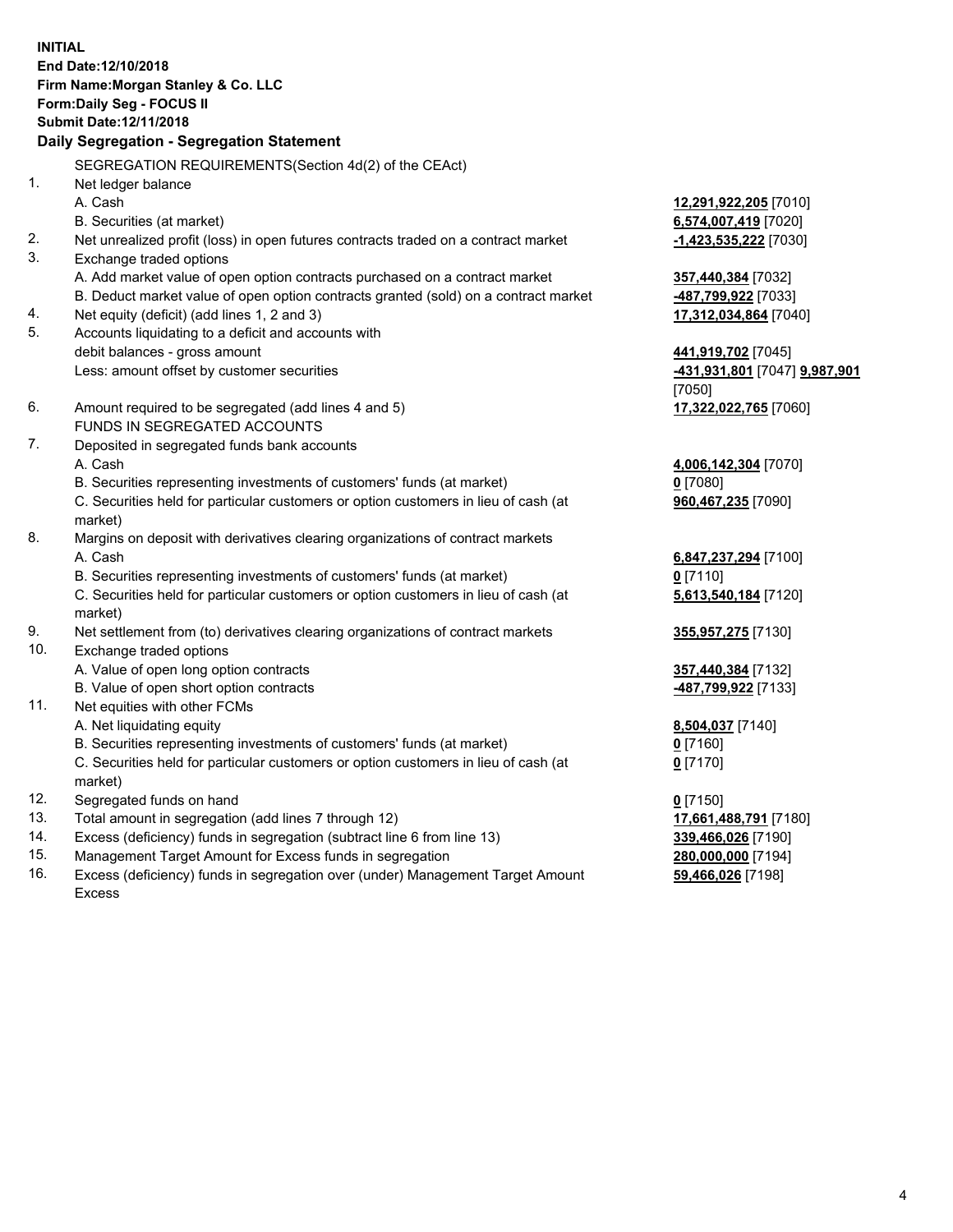**INITIAL**
**End Date:12/10/2018**
**Firm Name:Morgan Stanley & Co. LLC**
**Form:Daily Seg - FOCUS II**
**Submit Date:12/11/2018**

**Daily Segregation - Segregation Statement**

| | | |
|---|---|---|
| | SEGREGATION REQUIREMENTS(Section 4d(2) of the CEAct) | |
| 1. | Net ledger balance | |
| | A. Cash | **12,291,922,205** [7010] |
| | B. Securities (at market) | **6,574,007,419** [7020] |
| 2. | Net unrealized profit (loss) in open futures contracts traded on a contract market | **-1,423,535,222** [7030] |
| 3. | Exchange traded options | |
| | A. Add market value of open option contracts purchased on a contract market | **357,440,384** [7032] |
| | B. Deduct market value of open option contracts granted (sold) on a contract market | **-487,799,922** [7033] |
| 4. | Net equity (deficit) (add lines 1, 2 and 3) | **17,312,034,864** [7040] |
| 5. | Accounts liquidating to a deficit and accounts with debit balances - gross amount | **441,919,702** [7045] |
| | Less: amount offset by customer securities | **-431,931,801** [7047] **9,987,901** [7050] |
| 6. | Amount required to be segregated (add lines 4 and 5) | **17,322,022,765** [7060] |
| | FUNDS IN SEGREGATED ACCOUNTS | |
| 7. | Deposited in segregated funds bank accounts | |
| | A. Cash | **4,006,142,304** [7070] |
| | B. Securities representing investments of customers' funds (at market) | **0** [7080] |
| | C. Securities held for particular customers or option customers in lieu of cash (at market) | **960,467,235** [7090] |
| 8. | Margins on deposit with derivatives clearing organizations of contract markets | |
| | A. Cash | **6,847,237,294** [7100] |
| | B. Securities representing investments of customers' funds (at market) | **0** [7110] |
| | C. Securities held for particular customers or option customers in lieu of cash (at market) | **5,613,540,184** [7120] |
| 9. | Net settlement from (to) derivatives clearing organizations of contract markets | **355,957,275** [7130] |
| 10. | Exchange traded options | |
| | A. Value of open long option contracts | **357,440,384** [7132] |
| | B. Value of open short option contracts | **-487,799,922** [7133] |
| 11. | Net equities with other FCMs | |
| | A. Net liquidating equity | **8,504,037** [7140] |
| | B. Securities representing investments of customers' funds (at market) | **0** [7160] |
| | C. Securities held for particular customers or option customers in lieu of cash (at market) | **0** [7170] |
| 12. | Segregated funds on hand | **0** [7150] |
| 13. | Total amount in segregation (add lines 7 through 12) | **17,661,488,791** [7180] |
| 14. | Excess (deficiency) funds in segregation (subtract line 6 from line 13) | **339,466,026** [7190] |
| 15. | Management Target Amount for Excess funds in segregation | **280,000,000** [7194] |
| 16. | Excess (deficiency) funds in segregation over (under) Management Target Amount Excess | **59,466,026** [7198] |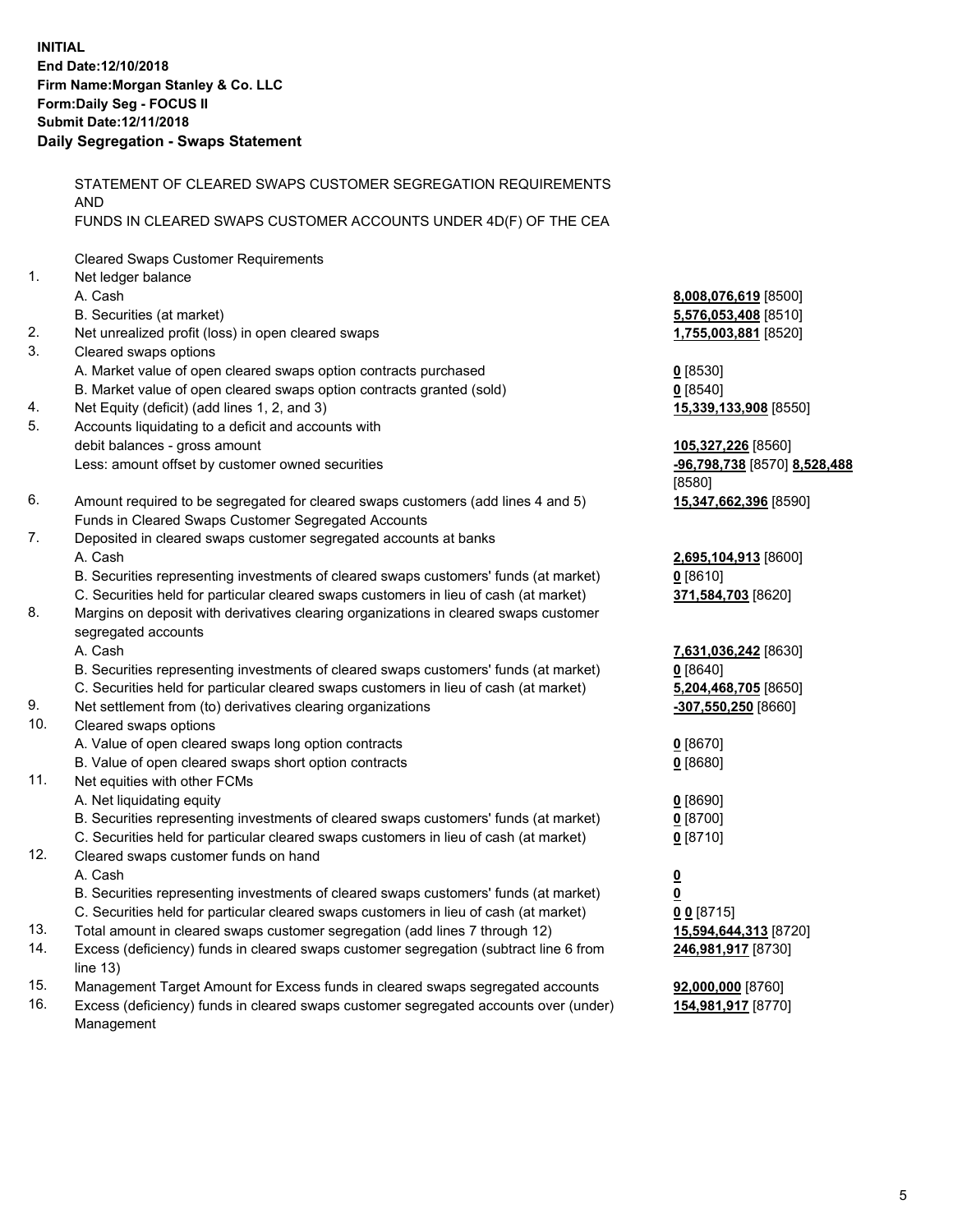**INITIAL**
**End Date:12/10/2018**
**Firm Name:Morgan Stanley & Co. LLC**
**Form:Daily Seg - FOCUS II**
**Submit Date:12/11/2018**
**Daily Segregation - Swaps Statement**

STATEMENT OF CLEARED SWAPS CUSTOMER SEGREGATION REQUIREMENTS AND FUNDS IN CLEARED SWAPS CUSTOMER ACCOUNTS UNDER 4D(F) OF THE CEA

| | | |
|---|---|---|
| | Cleared Swaps Customer Requirements | |
| 1. | Net ledger balance | |
| | A. Cash | **8,008,076,619** [8500] |
| | B. Securities (at market) | **5,576,053,408** [8510] |
| 2. | Net unrealized profit (loss) in open cleared swaps | **1,755,003,881** [8520] |
| 3. | Cleared swaps options | |
| | A. Market value of open cleared swaps option contracts purchased | **0** [8530] |
| | B. Market value of open cleared swaps option contracts granted (sold) | **0** [8540] |
| 4. | Net Equity (deficit) (add lines 1, 2, and 3) | **15,339,133,908** [8550] |
| 5. | Accounts liquidating to a deficit and accounts with debit balances - gross amount | **105,327,226** [8560] |
| | Less: amount offset by customer owned securities | **-96,798,738** [8570] **8,528,488** [8580] |
| 6. | Amount required to be segregated for cleared swaps customers (add lines 4 and 5) | **15,347,662,396** [8590] |
| | Funds in Cleared Swaps Customer Segregated Accounts | |
| 7. | Deposited in cleared swaps customer segregated accounts at banks | |
| | A. Cash | **2,695,104,913** [8600] |
| | B. Securities representing investments of cleared swaps customers' funds (at market) | **0** [8610] |
| | C. Securities held for particular cleared swaps customers in lieu of cash (at market) | **371,584,703** [8620] |
| 8. | Margins on deposit with derivatives clearing organizations in cleared swaps customer segregated accounts | |
| | A. Cash | **7,631,036,242** [8630] |
| | B. Securities representing investments of cleared swaps customers' funds (at market) | **0** [8640] |
| | C. Securities held for particular cleared swaps customers in lieu of cash (at market) | **5,204,468,705** [8650] |
| 9. | Net settlement from (to) derivatives clearing organizations | **-307,550,250** [8660] |
| 10. | Cleared swaps options | |
| | A. Value of open cleared swaps long option contracts | **0** [8670] |
| | B. Value of open cleared swaps short option contracts | **0** [8680] |
| 11. | Net equities with other FCMs | |
| | A. Net liquidating equity | **0** [8690] |
| | B. Securities representing investments of cleared swaps customers' funds (at market) | **0** [8700] |
| | C. Securities held for particular cleared swaps customers in lieu of cash (at market) | **0** [8710] |
| 12. | Cleared swaps customer funds on hand | |
| | A. Cash | **0** |
| | B. Securities representing investments of cleared swaps customers' funds (at market) | **0** |
| | C. Securities held for particular cleared swaps customers in lieu of cash (at market) | **0** **0** [8715] |
| 13. | Total amount in cleared swaps customer segregation (add lines 7 through 12) | **15,594,644,313** [8720] |
| 14. | Excess (deficiency) funds in cleared swaps customer segregation (subtract line 6 from line 13) | **246,981,917** [8730] |
| 15. | Management Target Amount for Excess funds in cleared swaps segregated accounts | **92,000,000** [8760] |
| 16. | Excess (deficiency) funds in cleared swaps customer segregated accounts over (under) Management | **154,981,917** [8770] |